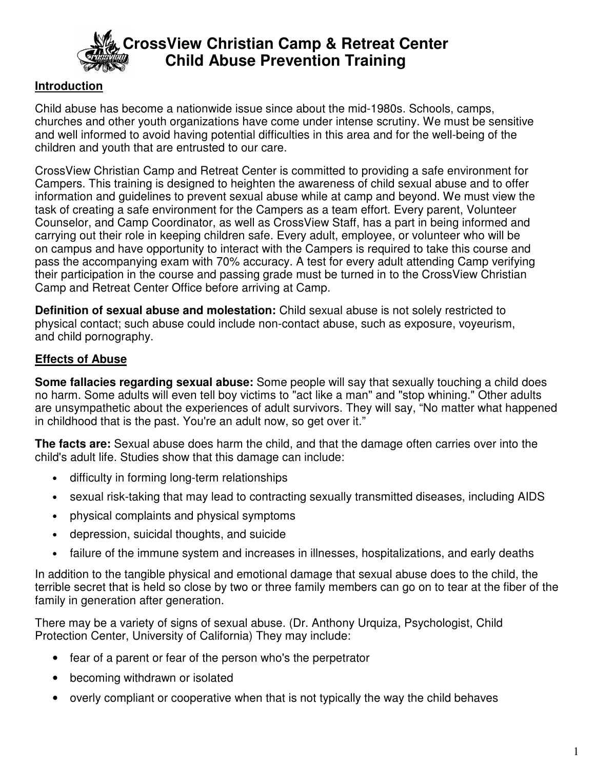# CrossView Christian Camp & Retreat Center
## Child Abuse Prevention Training

**Introduction**

Child abuse has become a nationwide issue since about the mid-1980s. Schools, camps, churches and other youth organizations have come under intense scrutiny. We must be sensitive and well informed to avoid having potential difficulties in this area and for the well-being of the children and youth that are entrusted to our care.

CrossView Christian Camp and Retreat Center is committed to providing a safe environment for Campers. This training is designed to heighten the awareness of child sexual abuse and to offer information and guidelines to prevent sexual abuse while at camp and beyond. We must view the task of creating a safe environment for the Campers as a team effort. Every parent, Volunteer Counselor, and Camp Coordinator, as well as CrossView Staff, has a part in being informed and carrying out their role in keeping children safe. Every adult, employee, or volunteer who will be on campus and have opportunity to interact with the Campers is required to take this course and pass the accompanying exam with 70% accuracy. A test for every adult attending Camp verifying their participation in the course and passing grade must be turned in to the CrossView Christian Camp and Retreat Center Office before arriving at Camp.

**Definition of sexual abuse and molestation:** Child sexual abuse is not solely restricted to physical contact; such abuse could include non-contact abuse, such as exposure, voyeurism, and child pornography.

**Effects of Abuse**

**Some fallacies regarding sexual abuse:** Some people will say that sexually touching a child does no harm. Some adults will even tell boy victims to "act like a man" and "stop whining." Other adults are unsympathetic about the experiences of adult survivors. They will say, "No matter what happened in childhood that is the past. You're an adult now, so get over it."

**The facts are:** Sexual abuse does harm the child, and that the damage often carries over into the child's adult life. Studies show that this damage can include:

- difficulty in forming long-term relationships
- sexual risk-taking that may lead to contracting sexually transmitted diseases, including AIDS
- physical complaints and physical symptoms
- depression, suicidal thoughts, and suicide
- failure of the immune system and increases in illnesses, hospitalizations, and early deaths

In addition to the tangible physical and emotional damage that sexual abuse does to the child, the terrible secret that is held so close by two or three family members can go on to tear at the fiber of the family in generation after generation.

There may be a variety of signs of sexual abuse. (Dr. Anthony Urquiza, Psychologist, Child Protection Center, University of California) They may include:

- fear of a parent or fear of the person who's the perpetrator
- becoming withdrawn or isolated
- overly compliant or cooperative when that is not typically the way the child behaves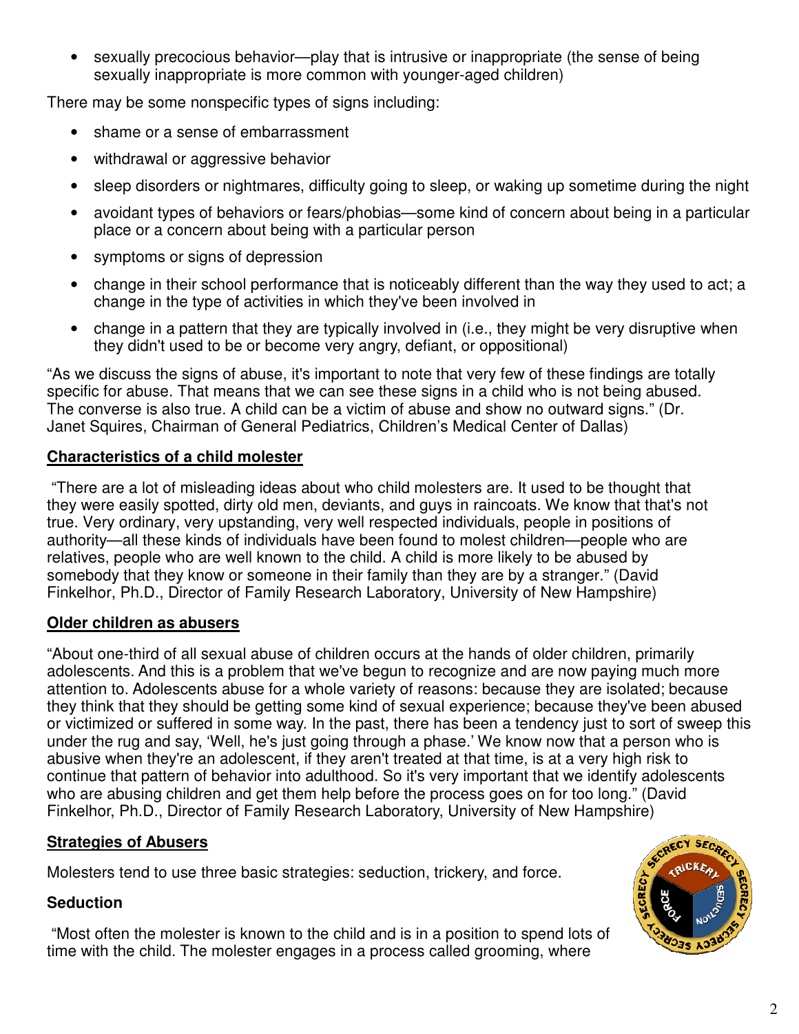- sexually precocious behavior—play that is intrusive or inappropriate (the sense of being sexually inappropriate is more common with younger-aged children)

There may be some nonspecific types of signs including:

- shame or a sense of embarrassment
- withdrawal or aggressive behavior
- sleep disorders or nightmares, difficulty going to sleep, or waking up sometime during the night
- avoidant types of behaviors or fears/phobias—some kind of concern about being in a particular place or a concern about being with a particular person
- symptoms or signs of depression
- change in their school performance that is noticeably different than the way they used to act; a change in the type of activities in which they've been involved in
- change in a pattern that they are typically involved in (i.e., they might be very disruptive when they didn't used to be or become very angry, defiant, or oppositional)

"As we discuss the signs of abuse, it's important to note that very few of these findings are totally specific for abuse. That means that we can see these signs in a child who is not being abused. The converse is also true. A child can be a victim of abuse and show no outward signs." (Dr. Janet Squires, Chairman of General Pediatrics, Children's Medical Center of Dallas)

## Characteristics of a child molester

"There are a lot of misleading ideas about who child molesters are. It used to be thought that they were easily spotted, dirty old men, deviants, and guys in raincoats. We know that that's not true. Very ordinary, very upstanding, very well respected individuals, people in positions of authority—all these kinds of individuals have been found to molest children—people who are relatives, people who are well known to the child. A child is more likely to be abused by somebody that they know or someone in their family than they are by a stranger." (David Finkelhor, Ph.D., Director of Family Research Laboratory, University of New Hampshire)

## Older children as abusers

"About one-third of all sexual abuse of children occurs at the hands of older children, primarily adolescents. And this is a problem that we've begun to recognize and are now paying much more attention to. Adolescents abuse for a whole variety of reasons: because they are isolated; because they think that they should be getting some kind of sexual experience; because they've been abused or victimized or suffered in some way. In the past, there has been a tendency just to sort of sweep this under the rug and say, 'Well, he's just going through a phase.' We know now that a person who is abusive when they're an adolescent, if they aren't treated at that time, is at a very high risk to continue that pattern of behavior into adulthood. So it's very important that we identify adolescents who are abusing children and get them help before the process goes on for too long." (David Finkelhor, Ph.D., Director of Family Research Laboratory, University of New Hampshire)

## Strategies of Abusers

Molesters tend to use three basic strategies: seduction, trickery, and force.

### Seduction

"Most often the molester is known to the child and is in a position to spend lots of time with the child. The molester engages in a process called grooming, where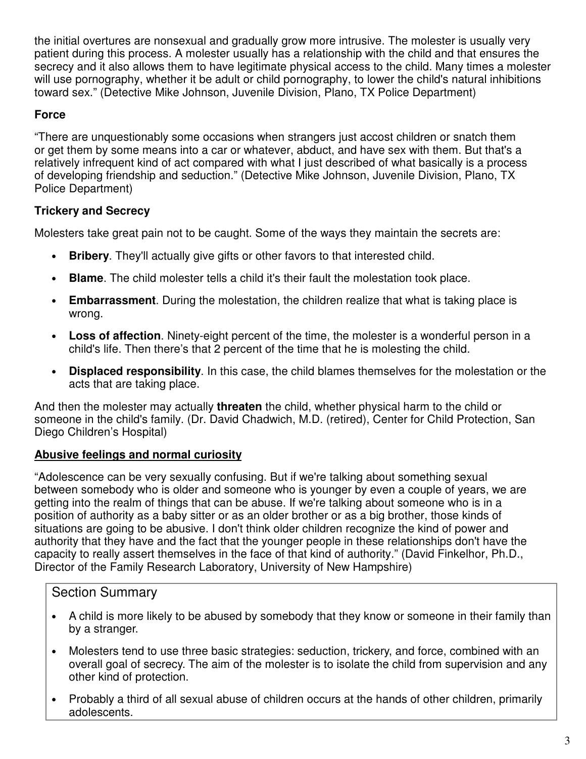the initial overtures are nonsexual and gradually grow more intrusive. The molester is usually very patient during this process. A molester usually has a relationship with the child and that ensures the secrecy and it also allows them to have legitimate physical access to the child. Many times a molester will use pornography, whether it be adult or child pornography, to lower the child's natural inhibitions toward sex." (Detective Mike Johnson, Juvenile Division, Plano, TX Police Department)

**Force**

"There are unquestionably some occasions when strangers just accost children or snatch them or get them by some means into a car or whatever, abduct, and have sex with them. But that's a relatively infrequent kind of act compared with what I just described of what basically is a process of developing friendship and seduction." (Detective Mike Johnson, Juvenile Division, Plano, TX Police Department)

**Trickery and Secrecy**

Molesters take great pain not to be caught. Some of the ways they maintain the secrets are:

- **Bribery**. They'll actually give gifts or other favors to that interested child.
- **Blame**. The child molester tells a child it's their fault the molestation took place.
- **Embarrassment**. During the molestation, the children realize that what is taking place is wrong.
- **Loss of affection**. Ninety-eight percent of the time, the molester is a wonderful person in a child's life. Then there's that 2 percent of the time that he is molesting the child.
- **Displaced responsibility**. In this case, the child blames themselves for the molestation or the acts that are taking place.

And then the molester may actually **threaten** the child, whether physical harm to the child or someone in the child's family. (Dr. David Chadwich, M.D. (retired), Center for Child Protection, San Diego Children's Hospital)

**Abusive feelings and normal curiosity**

"Adolescence can be very sexually confusing. But if we're talking about something sexual between somebody who is older and someone who is younger by even a couple of years, we are getting into the realm of things that can be abuse. If we're talking about someone who is in a position of authority as a baby sitter or as an older brother or as a big brother, those kinds of situations are going to be abusive. I don't think older children recognize the kind of power and authority that they have and the fact that the younger people in these relationships don't have the capacity to really assert themselves in the face of that kind of authority." (David Finkelhor, Ph.D., Director of the Family Research Laboratory, University of New Hampshire)

### Section Summary

- A child is more likely to be abused by somebody that they know or someone in their family than by a stranger.
- Molesters tend to use three basic strategies: seduction, trickery, and force, combined with an overall goal of secrecy. The aim of the molester is to isolate the child from supervision and any other kind of protection.
- Probably a third of all sexual abuse of children occurs at the hands of other children, primarily adolescents.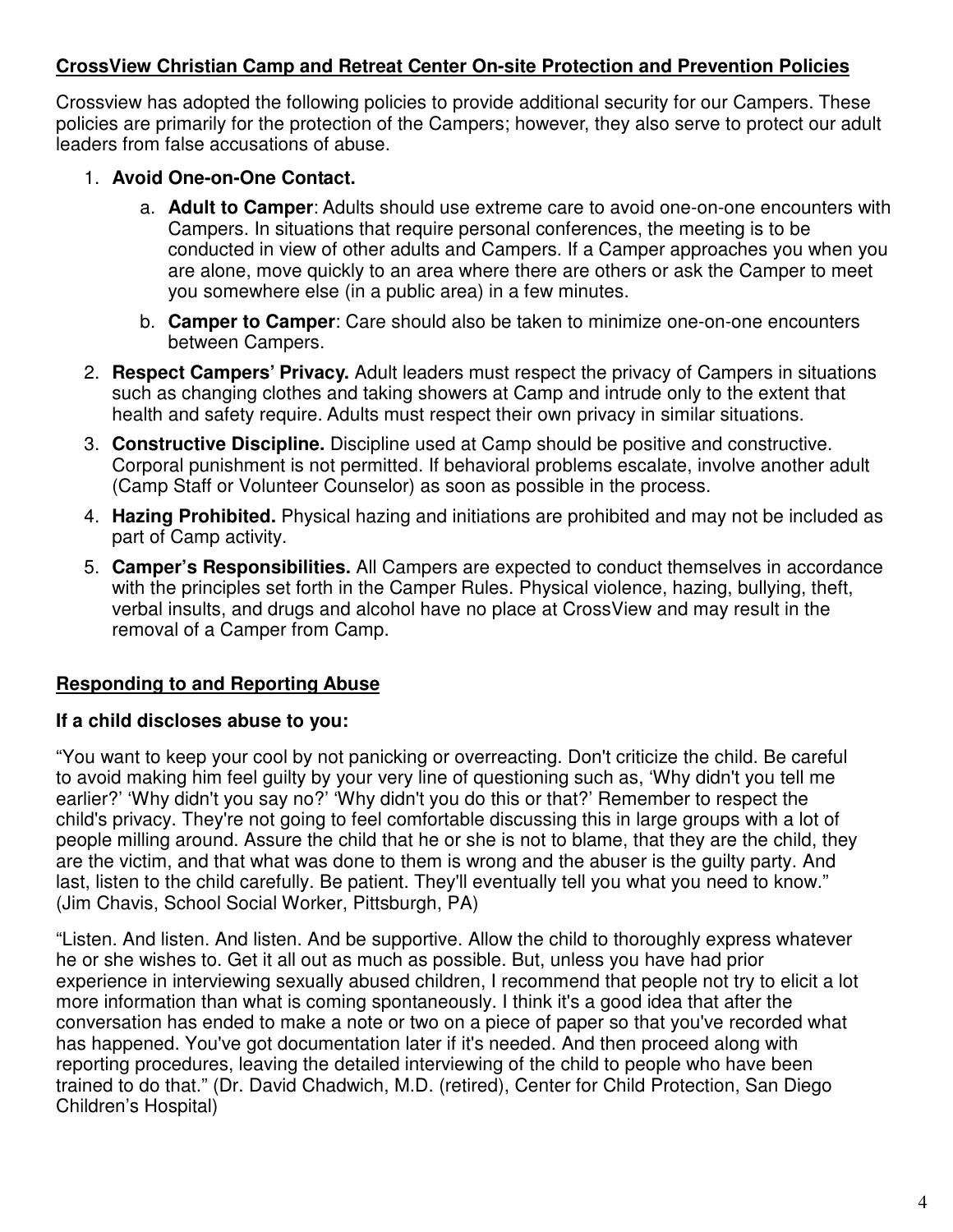**CrossView Christian Camp and Retreat Center On-site Protection and Prevention Policies**

Crossview has adopted the following policies to provide additional security for our Campers. These policies are primarily for the protection of the Campers; however, they also serve to protect our adult leaders from false accusations of abuse.

1. **Avoid One-on-One Contact.**
   a. **Adult to Camper**: Adults should use extreme care to avoid one-on-one encounters with Campers. In situations that require personal conferences, the meeting is to be conducted in view of other adults and Campers. If a Camper approaches you when you are alone, move quickly to an area where there are others or ask the Camper to meet you somewhere else (in a public area) in a few minutes.
   b. **Camper to Camper**: Care should also be taken to minimize one-on-one encounters between Campers.
2. **Respect Campers' Privacy.** Adult leaders must respect the privacy of Campers in situations such as changing clothes and taking showers at Camp and intrude only to the extent that health and safety require. Adults must respect their own privacy in similar situations.
3. **Constructive Discipline.** Discipline used at Camp should be positive and constructive. Corporal punishment is not permitted. If behavioral problems escalate, involve another adult (Camp Staff or Volunteer Counselor) as soon as possible in the process.
4. **Hazing Prohibited.** Physical hazing and initiations are prohibited and may not be included as part of Camp activity.
5. **Camper's Responsibilities.** All Campers are expected to conduct themselves in accordance with the principles set forth in the Camper Rules. Physical violence, hazing, bullying, theft, verbal insults, and drugs and alcohol have no place at CrossView and may result in the removal of a Camper from Camp.

**Responding to and Reporting Abuse**

**If a child discloses abuse to you:**

"You want to keep your cool by not panicking or overreacting. Don't criticize the child. Be careful to avoid making him feel guilty by your very line of questioning such as, 'Why didn't you tell me earlier?' 'Why didn't you say no?' 'Why didn't you do this or that?' Remember to respect the child's privacy. They're not going to feel comfortable discussing this in large groups with a lot of people milling around. Assure the child that he or she is not to blame, that they are the child, they are the victim, and that what was done to them is wrong and the abuser is the guilty party. And last, listen to the child carefully. Be patient. They'll eventually tell you what you need to know." (Jim Chavis, School Social Worker, Pittsburgh, PA)

"Listen. And listen. And listen. And be supportive. Allow the child to thoroughly express whatever he or she wishes to. Get it all out as much as possible. But, unless you have had prior experience in interviewing sexually abused children, I recommend that people not try to elicit a lot more information than what is coming spontaneously. I think it's a good idea that after the conversation has ended to make a note or two on a piece of paper so that you've recorded what has happened. You've got documentation later if it's needed. And then proceed along with reporting procedures, leaving the detailed interviewing of the child to people who have been trained to do that." (Dr. David Chadwich, M.D. (retired), Center for Child Protection, San Diego Children's Hospital)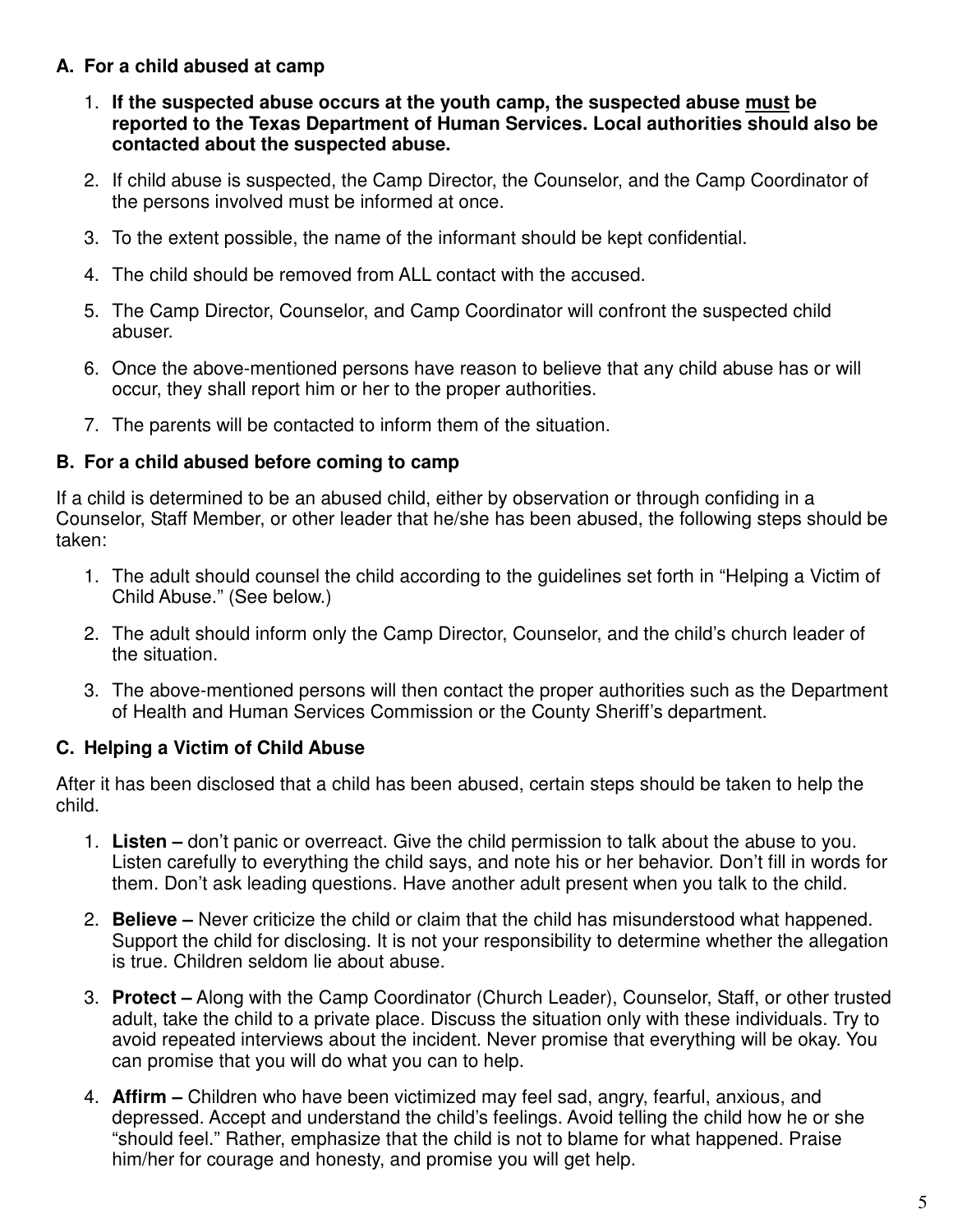### A. For a child abused at camp

1. **If the suspected abuse occurs at the youth camp, the suspected abuse <u>must</u> be reported to the Texas Department of Human Services. Local authorities should also be contacted about the suspected abuse.**
2. If child abuse is suspected, the Camp Director, the Counselor, and the Camp Coordinator of the persons involved must be informed at once.
3. To the extent possible, the name of the informant should be kept confidential.
4. The child should be removed from ALL contact with the accused.
5. The Camp Director, Counselor, and Camp Coordinator will confront the suspected child abuser.
6. Once the above-mentioned persons have reason to believe that any child abuse has or will occur, they shall report him or her to the proper authorities.
7. The parents will be contacted to inform them of the situation.

### B. For a child abused before coming to camp

If a child is determined to be an abused child, either by observation or through confiding in a Counselor, Staff Member, or other leader that he/she has been abused, the following steps should be taken:

1. The adult should counsel the child according to the guidelines set forth in "Helping a Victim of Child Abuse." (See below.)
2. The adult should inform only the Camp Director, Counselor, and the child's church leader of the situation.
3. The above-mentioned persons will then contact the proper authorities such as the Department of Health and Human Services Commission or the County Sheriff's department.

### C. Helping a Victim of Child Abuse

After it has been disclosed that a child has been abused, certain steps should be taken to help the child.

1. **Listen –** don't panic or overreact. Give the child permission to talk about the abuse to you. Listen carefully to everything the child says, and note his or her behavior. Don't fill in words for them. Don't ask leading questions. Have another adult present when you talk to the child.
2. **Believe –** Never criticize the child or claim that the child has misunderstood what happened. Support the child for disclosing. It is not your responsibility to determine whether the allegation is true. Children seldom lie about abuse.
3. **Protect –** Along with the Camp Coordinator (Church Leader), Counselor, Staff, or other trusted adult, take the child to a private place. Discuss the situation only with these individuals. Try to avoid repeated interviews about the incident. Never promise that everything will be okay. You can promise that you will do what you can to help.
4. **Affirm –** Children who have been victimized may feel sad, angry, fearful, anxious, and depressed. Accept and understand the child's feelings. Avoid telling the child how he or she "should feel." Rather, emphasize that the child is not to blame for what happened. Praise him/her for courage and honesty, and promise you will get help.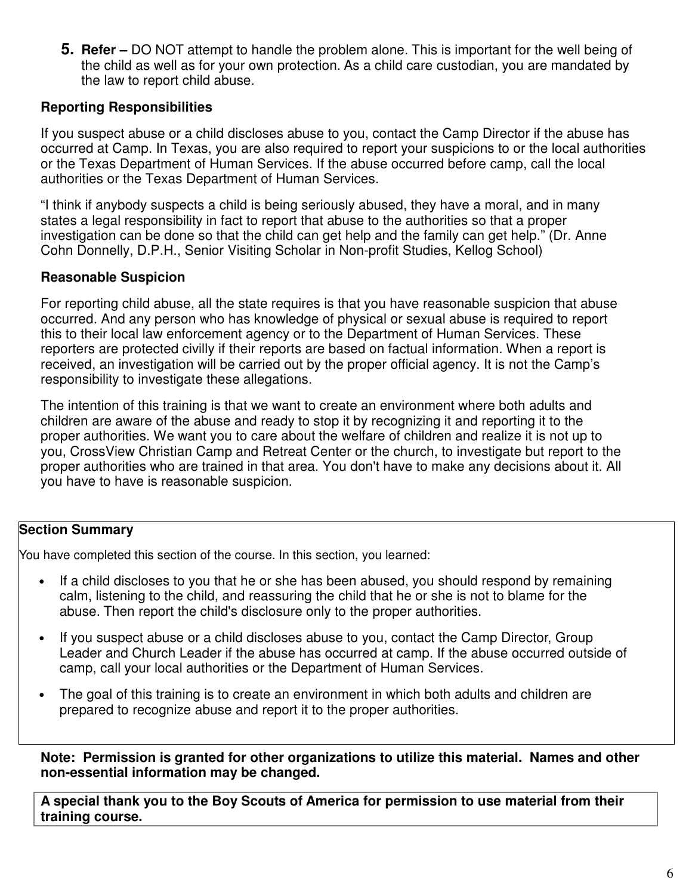5. **Refer –** DO NOT attempt to handle the problem alone. This is important for the well being of the child as well as for your own protection. As a child care custodian, you are mandated by the law to report child abuse.

**Reporting Responsibilities**

If you suspect abuse or a child discloses abuse to you, contact the Camp Director if the abuse has occurred at Camp. In Texas, you are also required to report your suspicions to or the local authorities or the Texas Department of Human Services. If the abuse occurred before camp, call the local authorities or the Texas Department of Human Services.

"I think if anybody suspects a child is being seriously abused, they have a moral, and in many states a legal responsibility in fact to report that abuse to the authorities so that a proper investigation can be done so that the child can get help and the family can get help." (Dr. Anne Cohn Donnelly, D.P.H., Senior Visiting Scholar in Non-profit Studies, Kellog School)

**Reasonable Suspicion**

For reporting child abuse, all the state requires is that you have reasonable suspicion that abuse occurred. And any person who has knowledge of physical or sexual abuse is required to report this to their local law enforcement agency or to the Department of Human Services. These reporters are protected civilly if their reports are based on factual information. When a report is received, an investigation will be carried out by the proper official agency. It is not the Camp's responsibility to investigate these allegations.

The intention of this training is that we want to create an environment where both adults and children are aware of the abuse and ready to stop it by recognizing it and reporting it to the proper authorities. We want you to care about the welfare of children and realize it is not up to you, CrossView Christian Camp and Retreat Center or the church, to investigate but report to the proper authorities who are trained in that area. You don't have to make any decisions about it. All you have to have is reasonable suspicion.

**Section Summary**

You have completed this section of the course. In this section, you learned:

- If a child discloses to you that he or she has been abused, you should respond by remaining calm, listening to the child, and reassuring the child that he or she is not to blame for the abuse. Then report the child's disclosure only to the proper authorities.
- If you suspect abuse or a child discloses abuse to you, contact the Camp Director, Group Leader and Church Leader if the abuse has occurred at camp. If the abuse occurred outside of camp, call your local authorities or the Department of Human Services.
- The goal of this training is to create an environment in which both adults and children are prepared to recognize abuse and report it to the proper authorities.

**Note: Permission is granted for other organizations to utilize this material. Names and other non-essential information may be changed.**

**A special thank you to the Boy Scouts of America for permission to use material from their training course.**